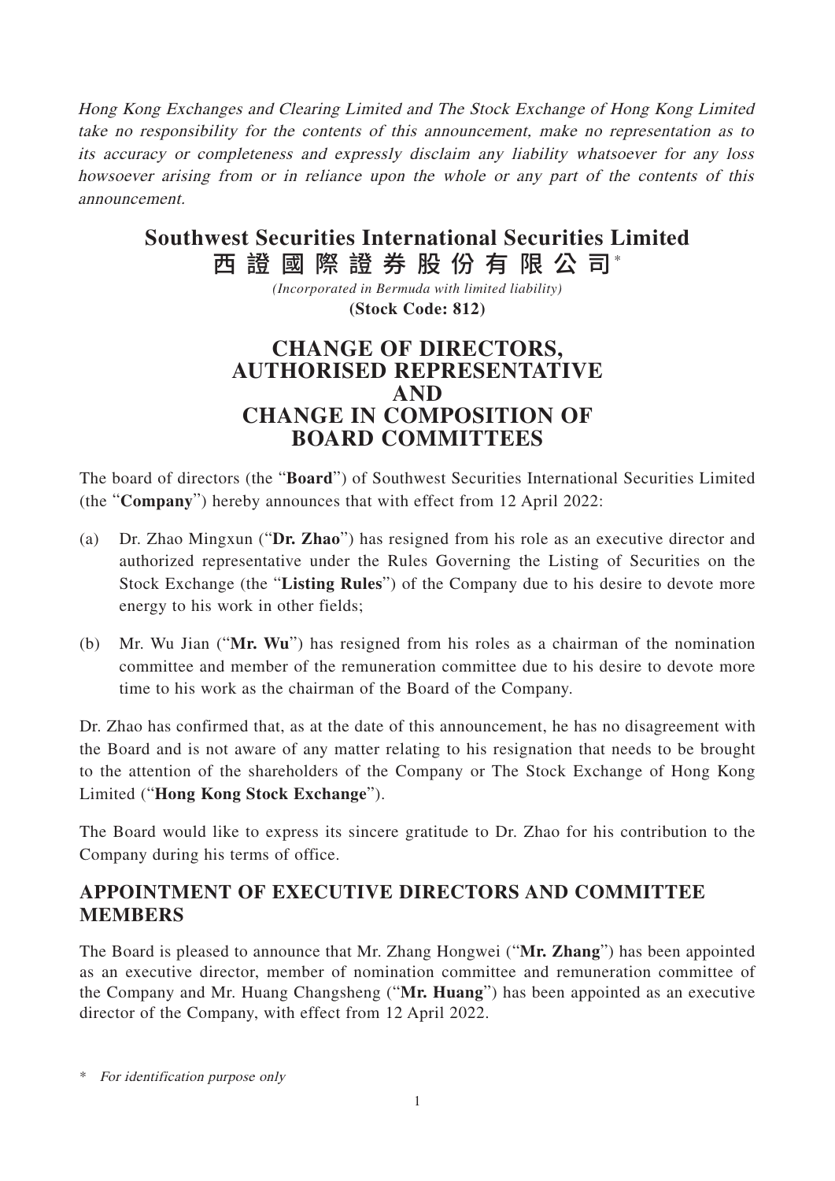*Hong Kong Exchanges and Clearing Limited and The Stock Exchange of Hong Kong Limited take no responsibility for the contents of this announcement, make no representation as to its accuracy or completeness and expressly disclaim any liability whatsoever for any loss howsoever arising from or in reliance upon the whole or any part of the contents of this announcement.*

# Southwest Securities International Securities Limited
# 西證國際證券股份有限公司*

*(Incorporated in Bermuda with limited liability)*

**(Stock Code: 812)**

# CHANGE OF DIRECTORS, AUTHORISED REPRESENTATIVE AND CHANGE IN COMPOSITION OF BOARD COMMITTEES

The board of directors (the "**Board**") of Southwest Securities International Securities Limited (the "**Company**") hereby announces that with effect from 12 April 2022:

(a) Dr. Zhao Mingxun ("**Dr. Zhao**") has resigned from his role as an executive director and authorized representative under the Rules Governing the Listing of Securities on the Stock Exchange (the "**Listing Rules**") of the Company due to his desire to devote more energy to his work in other fields;

(b) Mr. Wu Jian ("**Mr. Wu**") has resigned from his roles as a chairman of the nomination committee and member of the remuneration committee due to his desire to devote more time to his work as the chairman of the Board of the Company.

Dr. Zhao has confirmed that, as at the date of this announcement, he has no disagreement with the Board and is not aware of any matter relating to his resignation that needs to be brought to the attention of the shareholders of the Company or The Stock Exchange of Hong Kong Limited ("**Hong Kong Stock Exchange**").

The Board would like to express its sincere gratitude to Dr. Zhao for his contribution to the Company during his terms of office.

## APPOINTMENT OF EXECUTIVE DIRECTORS AND COMMITTEE MEMBERS

The Board is pleased to announce that Mr. Zhang Hongwei ("**Mr. Zhang**") has been appointed as an executive director, member of nomination committee and remuneration committee of the Company and Mr. Huang Changsheng ("**Mr. Huang**") has been appointed as an executive director of the Company, with effect from 12 April 2022.

\* *For identification purpose only*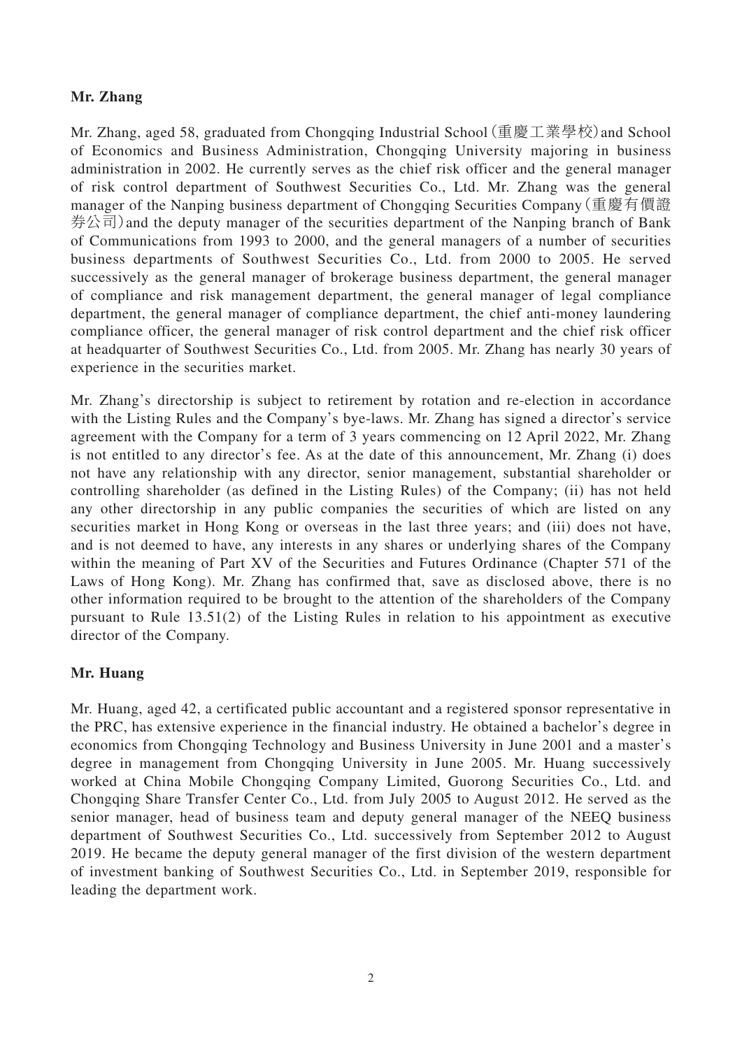**Mr. Zhang**

Mr. Zhang, aged 58, graduated from Chongqing Industrial School (重慶工業學校) and School of Economics and Business Administration, Chongqing University majoring in business administration in 2002. He currently serves as the chief risk officer and the general manager of risk control department of Southwest Securities Co., Ltd. Mr. Zhang was the general manager of the Nanping business department of Chongqing Securities Company (重慶有價證券公司) and the deputy manager of the securities department of the Nanping branch of Bank of Communications from 1993 to 2000, and the general managers of a number of securities business departments of Southwest Securities Co., Ltd. from 2000 to 2005. He served successively as the general manager of brokerage business department, the general manager of compliance and risk management department, the general manager of legal compliance department, the general manager of compliance department, the chief anti-money laundering compliance officer, the general manager of risk control department and the chief risk officer at headquarter of Southwest Securities Co., Ltd. from 2005. Mr. Zhang has nearly 30 years of experience in the securities market.

Mr. Zhang's directorship is subject to retirement by rotation and re-election in accordance with the Listing Rules and the Company's bye-laws. Mr. Zhang has signed a director's service agreement with the Company for a term of 3 years commencing on 12 April 2022, Mr. Zhang is not entitled to any director's fee. As at the date of this announcement, Mr. Zhang (i) does not have any relationship with any director, senior management, substantial shareholder or controlling shareholder (as defined in the Listing Rules) of the Company; (ii) has not held any other directorship in any public companies the securities of which are listed on any securities market in Hong Kong or overseas in the last three years; and (iii) does not have, and is not deemed to have, any interests in any shares or underlying shares of the Company within the meaning of Part XV of the Securities and Futures Ordinance (Chapter 571 of the Laws of Hong Kong). Mr. Zhang has confirmed that, save as disclosed above, there is no other information required to be brought to the attention of the shareholders of the Company pursuant to Rule 13.51(2) of the Listing Rules in relation to his appointment as executive director of the Company.

**Mr. Huang**

Mr. Huang, aged 42, a certificated public accountant and a registered sponsor representative in the PRC, has extensive experience in the financial industry. He obtained a bachelor's degree in economics from Chongqing Technology and Business University in June 2001 and a master's degree in management from Chongqing University in June 2005. Mr. Huang successively worked at China Mobile Chongqing Company Limited, Guorong Securities Co., Ltd. and Chongqing Share Transfer Center Co., Ltd. from July 2005 to August 2012. He served as the senior manager, head of business team and deputy general manager of the NEEQ business department of Southwest Securities Co., Ltd. successively from September 2012 to August 2019. He became the deputy general manager of the first division of the western department of investment banking of Southwest Securities Co., Ltd. in September 2019, responsible for leading the department work.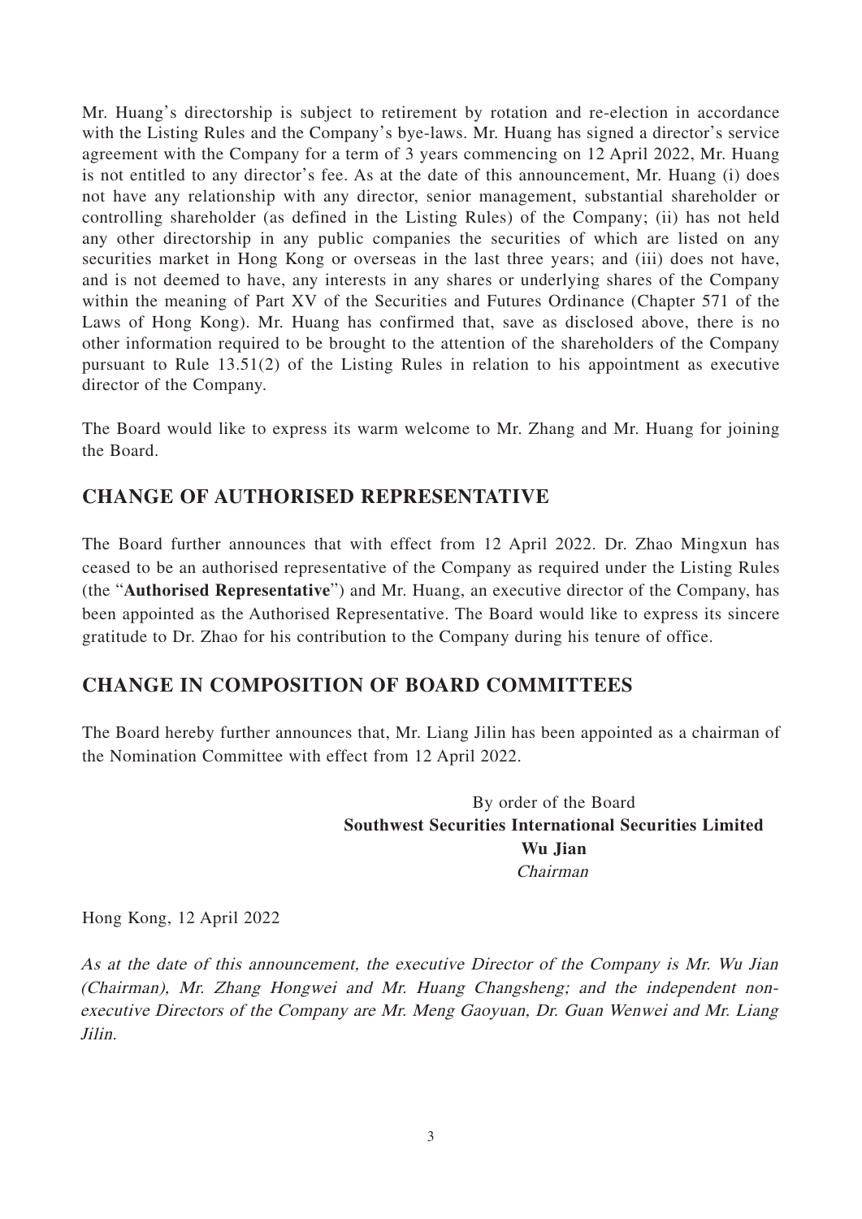Mr. Huang's directorship is subject to retirement by rotation and re-election in accordance with the Listing Rules and the Company's bye-laws. Mr. Huang has signed a director's service agreement with the Company for a term of 3 years commencing on 12 April 2022, Mr. Huang is not entitled to any director's fee. As at the date of this announcement, Mr. Huang (i) does not have any relationship with any director, senior management, substantial shareholder or controlling shareholder (as defined in the Listing Rules) of the Company; (ii) has not held any other directorship in any public companies the securities of which are listed on any securities market in Hong Kong or overseas in the last three years; and (iii) does not have, and is not deemed to have, any interests in any shares or underlying shares of the Company within the meaning of Part XV of the Securities and Futures Ordinance (Chapter 571 of the Laws of Hong Kong). Mr. Huang has confirmed that, save as disclosed above, there is no other information required to be brought to the attention of the shareholders of the Company pursuant to Rule 13.51(2) of the Listing Rules in relation to his appointment as executive director of the Company.

The Board would like to express its warm welcome to Mr. Zhang and Mr. Huang for joining the Board.

## CHANGE OF AUTHORISED REPRESENTATIVE

The Board further announces that with effect from 12 April 2022. Dr. Zhao Mingxun has ceased to be an authorised representative of the Company as required under the Listing Rules (the "**Authorised Representative**") and Mr. Huang, an executive director of the Company, has been appointed as the Authorised Representative. The Board would like to express its sincere gratitude to Dr. Zhao for his contribution to the Company during his tenure of office.

## CHANGE IN COMPOSITION OF BOARD COMMITTEES

The Board hereby further announces that, Mr. Liang Jilin has been appointed as a chairman of the Nomination Committee with effect from 12 April 2022.

By order of the Board
**Southwest Securities International Securities Limited**
**Wu Jian**
*Chairman*

Hong Kong, 12 April 2022

*As at the date of this announcement, the executive Director of the Company is Mr. Wu Jian (Chairman), Mr. Zhang Hongwei and Mr. Huang Changsheng; and the independent non-executive Directors of the Company are Mr. Meng Gaoyuan, Dr. Guan Wenwei and Mr. Liang Jilin.*